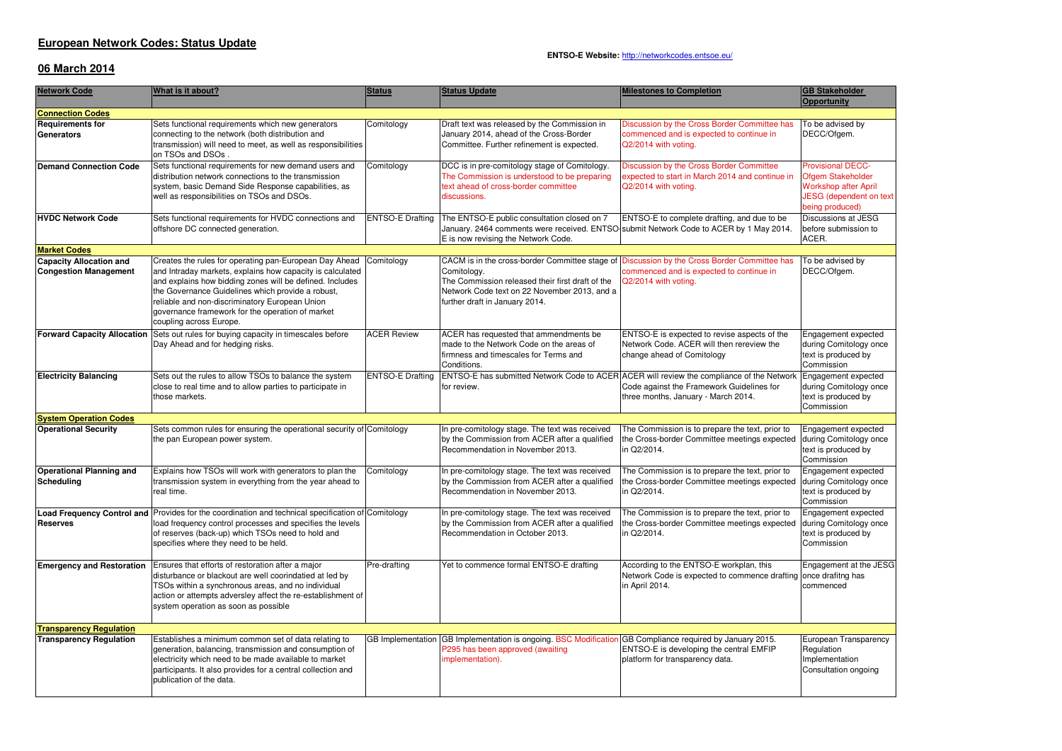# European Network Codes: Status Update

**ENTSO-E Website:** http://networkcodes.entsoe.eu/

## 06 March 2014

| Network Code | What is it about? | Status | Status Update | Milestones to Completion | GB Stakeholder Opportunity |
|---|---|---|---|---|---|
| **Connection Codes** | | | | | |
| **Requirements for Generators** | Sets functional requirements which new generators connecting to the network (both distribution and transmission) will need to meet, as well as responsibilities on TSOs and DSOs . | Comitology | Draft text was released by the Commission in January 2014, ahead of the Cross-Border Committee. Further refinement is expected. | Discussion by the Cross Border Committee has commenced and is expected to continue in Q2/2014 with voting. | To be advised by DECC/Ofgem. |
| **Demand Connection Code** | Sets functional requirements for new demand users and distribution network connections to the transmission system, basic Demand Side Response capabilities, as well as responsibilities on TSOs and DSOs. | Comitology | DCC is in pre-comitology stage of Comitology. The Commission is understood to be preparing text ahead of cross-border committee discussions. | Discussion by the Cross Border Committee expected to start in March 2014 and continue in Q2/2014 with voting. | Provisional DECC-Ofgem Stakeholder Workshop after April JESG (dependent on text being produced) |
| **HVDC Network Code** | Sets functional requirements for HVDC connections and offshore DC connected generation. | ENTSO-E Drafting | The ENTSO-E public consultation closed on 7 January. 2464 comments were received. ENTSO-E is now revising the Network Code. | ENTSO-E to complete drafting, and due to be submit Network Code to ACER by 1 May 2014. | Discussions at JESG before submission to ACER. |
| **Market Codes** | | | | | |
| **Capacity Allocation and Congestion Management** | Creates the rules for operating pan-European Day Ahead and Intraday markets, explains how capacity is calculated and explains how bidding zones will be defined. Includes the Governance Guidelines which provide a robust, reliable and non-discriminatory European Union governance framework for the operation of market coupling across Europe. | Comitology | CACM is in the cross-border Committee stage of Comitology.<br>The Commission released their first draft of the Network Code text on 22 November 2013, and a further draft in January 2014. | Discussion by the Cross Border Committee has commenced and is expected to continue in Q2/2014 with voting. | To be advised by DECC/Ofgem. |
| **Forward Capacity Allocation** | Sets out rules for buying capacity in timescales before Day Ahead and for hedging risks. | ACER Review | ACER has requested that ammendments be made to the Network Code on the areas of firmness and timescales for Terms and Conditions. | ENTSO-E is expected to revise aspects of the Network Code. ACER will then rereview the change ahead of Comitology | Engagement expected during Comitology once text is produced by Commission |
| **Electricity Balancing** | Sets out the rules to allow TSOs to balance the system close to real time and to allow parties to participate in those markets. | ENTSO-E Drafting | ENTSO-E has submitted Network Code to ACER for review. | ACER will review the compliance of the Network Code against the Framework Guidelines for three months, January - March 2014. | Engagement expected during Comitology once text is produced by Commission |
| **System Operation Codes** | | | | | |
| **Operational Security** | Sets common rules for ensuring the operational security of the pan European power system. | Comitology | In pre-comitology stage. The text was received by the Commission from ACER after a qualified Recommendation in November 2013. | The Commission is to prepare the text, prior to the Cross-border Committee meetings expected in Q2/2014. | Engagement expected during Comitology once text is produced by Commission |
| **Operational Planning and Scheduling** | Explains how TSOs will work with generators to plan the transmission system in everything from the year ahead to real time. | Comitology | In pre-comitology stage. The text was received by the Commission from ACER after a qualified Recommendation in November 2013. | The Commission is to prepare the text, prior to the Cross-border Committee meetings expected in Q2/2014. | Engagement expected during Comitology once text is produced by Commission |
| **Load Frequency Control and Reserves** | Provides for the coordination and technical specification of load frequency control processes and specifies the levels of reserves (back-up) which TSOs need to hold and specifies where they need to be held. | Comitology | In pre-comitology stage. The text was received by the Commission from ACER after a qualified Recommendation in October 2013. | The Commission is to prepare the text, prior to the Cross-border Committee meetings expected in Q2/2014. | Engagement expected during Comitology once text is produced by Commission |
| **Emergency and Restoration** | Ensures that efforts of restoration after a major disturbance or blackout are well coorindatied at led by TSOs within a synchronous areas, and no individual action or attempts adversley affect the re-establishment of system operation as soon as possible | Pre-drafting | Yet to commence formal ENTSO-E drafting | According to the ENTSO-E workplan, this Network Code is expected to commence drafting in April 2014. | Engagement at the JESG once drafitng has commenced |
| **Transparency Regulation** | | | | | |
| **Transparency Regulation** | Establishes a minimum common set of data relating to generation, balancing, transmission and consumption of electricity which need to be made available to market participants. It also provides for a central collection and publication of the data. | GB Implementation | GB Implementation is ongoing. BSC Modification P295 has been approved (awaiting implementation). | GB Compliance required by January 2015. ENTSO-E is developing the central EMFIP platform for transparency data. | European Transparency Regulation Implementation Consultation ongoing |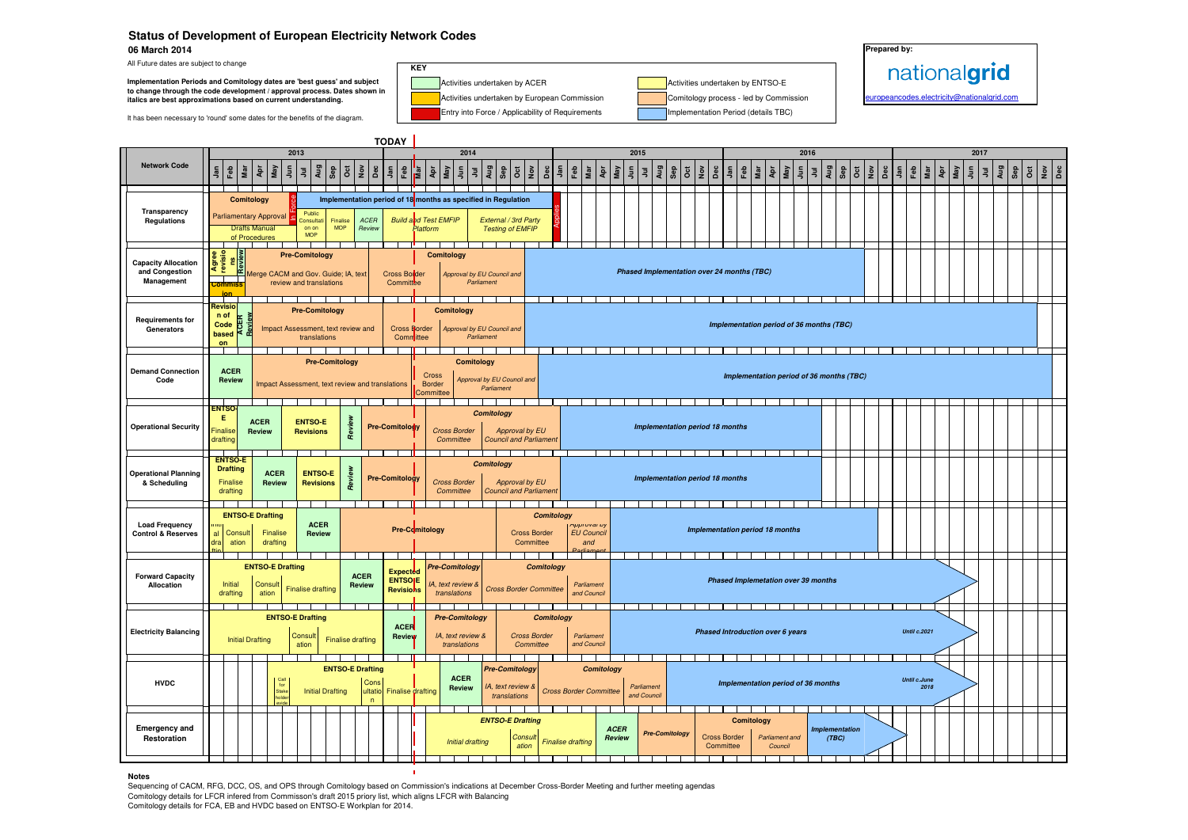# Status of Development of European Electricity Network Codes

**06 March 2014**

All Future dates are subject to change

**Implementation Periods and Comitology dates are 'best guess' and subject to change through the code development / approval process. Dates shown in italics are best approximations based on current understanding.**

It has been necessary to 'round' some dates for the benefits of the diagram.

**KEY**

- Activities undertaken by ACER
- Activities undertaken by European Commission
- Entry into Force / Applicability of Requirements
- Activities undertaken by ENTSO-E
- Comitology process - led by Commission
- Implementation Period (details TBC)

**Prepared by:**

nationalgrid

europeancodes.electricity@nationalgrid.com

TODAY

2013 | 2014 | 2015 | 2016 | 2017

Jan Feb Mar Apr May Jun Jul Aug Sep Oct Nov Dec (each year)

**Transparency Regulations**
Comitology; Parliamentary Approval; Drafts Manual of Procedures; In Force; Public Consultation on MOP; Finalise MOP; ACER Review; Implementation period of 18 months as specified in Regulation; Build and Test EMFIP Platform; External / 3rd Party Testing of EMFIP; Applies

**Capacity Allocation and Congestion Management**
Agree revisions; Review; Commission; Pre-Comitology; Merge CACM and Gov. Guide; IA, text review and translations; Comitology; Cross Border Committee; Approval by EU Council and Parliament; Phased Implementation over 24 months (TBC)

**Requirements for Generators**
Revision of Code based on ACER Review; Pre-Comitology; Impact Assessment, text review and translations; Comitology; Cross Border Committee; Approval by EU Council and Parliament; Implementation period of 36 months (TBC)

**Demand Connection Code**
ACER Review; Pre-Comitology; Impact Assessment, text review and translations; Comitology; Cross Border Committee; Approval by EU Council and Parliament; Implementation period of 36 months (TBC)

**Operational Security**
ENTSO-E Finalise drafting; ACER Review; ENTSO-E Revisions; Review; Pre-Comitology; Comitology; Cross Border Committee; Approval by EU Council and Parliament; Implementation period 18 months

**Operational Planning & Scheduling**
ENTSO-E Drafting; Finalise drafting; ACER Review; ENTSO-E Revisions; Review; Pre-Comitology; Comitology; Cross Border Committee; Approval by EU Council and Parliament; Implementation period 18 months

**Load Frequency Control & Reserves**
ENTSO-E Drafting; Initial drafting; Consultation; Finalise drafting; ACER Review; Pre-Comitology; Comitology; Cross Border Committee; Approval by EU Council and Parliament; Implementation period 18 months

**Forward Capacity Allocation**
ENTSO-E Drafting; Initial drafting; Consultation; Finalise drafting; ACER Review; Expected ENTSO-E Revisions; Pre-Comitology; IA, text review & translations; Comitology; Cross Border Committee; Parliament and Council; Phased Implemetation over 39 months

**Electricity Balancing**
ENTSO-E Drafting; Initial Drafting; Consultation; Finalise drafting; ACER Review; Pre-Comitology; IA, text review & translations; Comitology; Cross Border Committee; Parliament and Council; Phased Introduction over 6 years; Until c.2021

**HVDC**
Call for Stakeholder evidence; ENTSO-E Drafting; Initial Drafting; Consultation; Finalise drafting; ACER Review; Pre-Comitology; IA, text review & translations; Comitology; Cross Border Committee; Parliament and Council; Implementation period of 36 months; Until c.June 2018

**Emergency and Restoration**
ENTSO-E Drafting; Initial drafting; Consultation; Finalise drafting; ACER Review; Pre-Comitology; Comitology; Cross Border Committee; Parliament and Council; Implementation (TBC)

**Notes**

Sequencing of CACM, RFG, DCC, OS, and OPS through Comitology based on Commission's indications at December Cross-Border Meeting and further meeting agendas
Comitology details for LFCR infered from Commisson's draft 2015 priory list, which aligns LFCR with Balancing
Comitology details for FCA, EB and HVDC based on ENTSO-E Workplan for 2014.